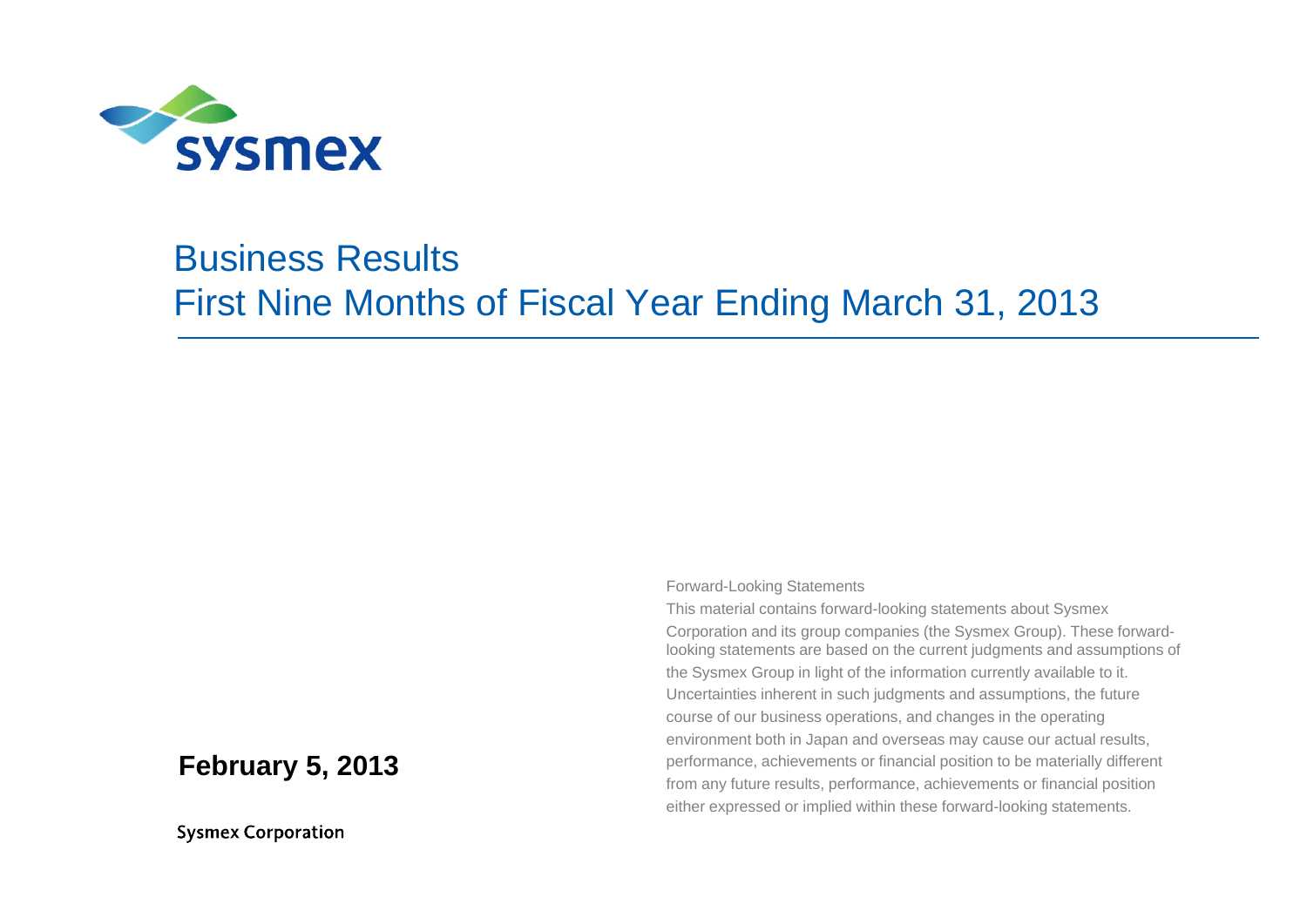sysmex

# Business Results
# First Nine Months of Fiscal Year Ending March 31, 2013

Forward-Looking Statements

This material contains forward-looking statements about Sysmex Corporation and its group companies (the Sysmex Group). These forward-looking statements are based on the current judgments and assumptions of the Sysmex Group in light of the information currently available to it. Uncertainties inherent in such judgments and assumptions, the future course of our business operations, and changes in the operating environment both in Japan and overseas may cause our actual results, performance, achievements or financial position to be materially different from any future results, performance, achievements or financial position either expressed or implied within these forward-looking statements.

**February 5, 2013**

**Sysmex Corporation**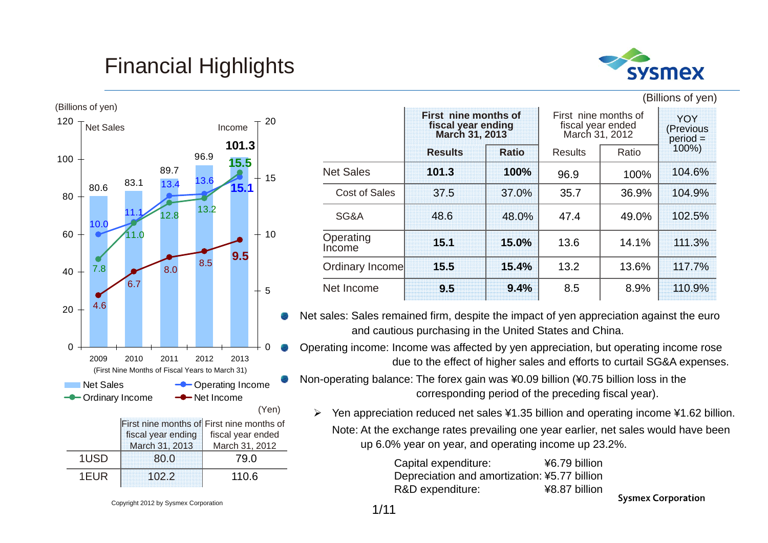# Financial Highlights

(Billions of yen)

| | First nine months of fiscal year ending March 31, 2013 | | First nine months of fiscal year ended March 31, 2012 | | YOY (Previous period = 100%) |
|---|---|---|---|---|---|
| | **Results** | **Ratio** | Results | Ratio | |
| Net Sales | **101.3** | **100%** | 96.9 | 100% | 104.6% |
| Cost of Sales | 37.5 | 37.0% | 35.7 | 36.9% | 104.9% |
| SG&A | 48.6 | 48.0% | 47.4 | 49.0% | 102.5% |
| Operating Income | **15.1** | **15.0%** | 13.6 | 14.1% | 111.3% |
| Ordinary Income | **15.5** | **15.4%** | 13.2 | 13.6% | 117.7% |
| Net Income | **9.5** | **9.4%** | 8.5 | 8.9% | 110.9% |

(Billions of yen)

| First Nine Months of Fiscal Years to March 31 | 2009 | 2010 | 2011 | 2012 | 2013 |
|---|---|---|---|---|---|
| Net Sales | 80.6 | 83.1 | 89.7 | 96.9 | **101.3** |
| Operating Income | 10.0 | 11.1 | 13.4 | 13.6 | **15.1** |
| Ordinary Income | 7.8 | 11.0 | 12.8 | 13.2 | **15.5** |
| Net Income | 4.6 | 6.7 | 8.0 | 8.5 | **9.5** |

(Yen)

| | First nine months of fiscal year ending March 31, 2013 | First nine months of fiscal year ended March 31, 2012 |
|---|---|---|
| 1USD | 80.0 | 79.0 |
| 1EUR | 102.2 | 110.6 |

- Net sales: Sales remained firm, despite the impact of yen appreciation against the euro and cautious purchasing in the United States and China.
- Operating income: Income was affected by yen appreciation, but operating income rose due to the effect of higher sales and efforts to curtail SG&A expenses.
- Non-operating balance: The forex gain was ¥0.09 billion (¥0.75 billion loss in the corresponding period of the preceding fiscal year).
  - Yen appreciation reduced net sales ¥1.35 billion and operating income ¥1.62 billion.

    Note: At the exchange rates prevailing one year earlier, net sales would have been up 6.0% year on year, and operating income up 23.2%.

Capital expenditure: ¥6.79 billion
Depreciation and amortization: ¥5.77 billion
R&D expenditure: ¥8.87 billion

Copyright 2012 by Sysmex Corporation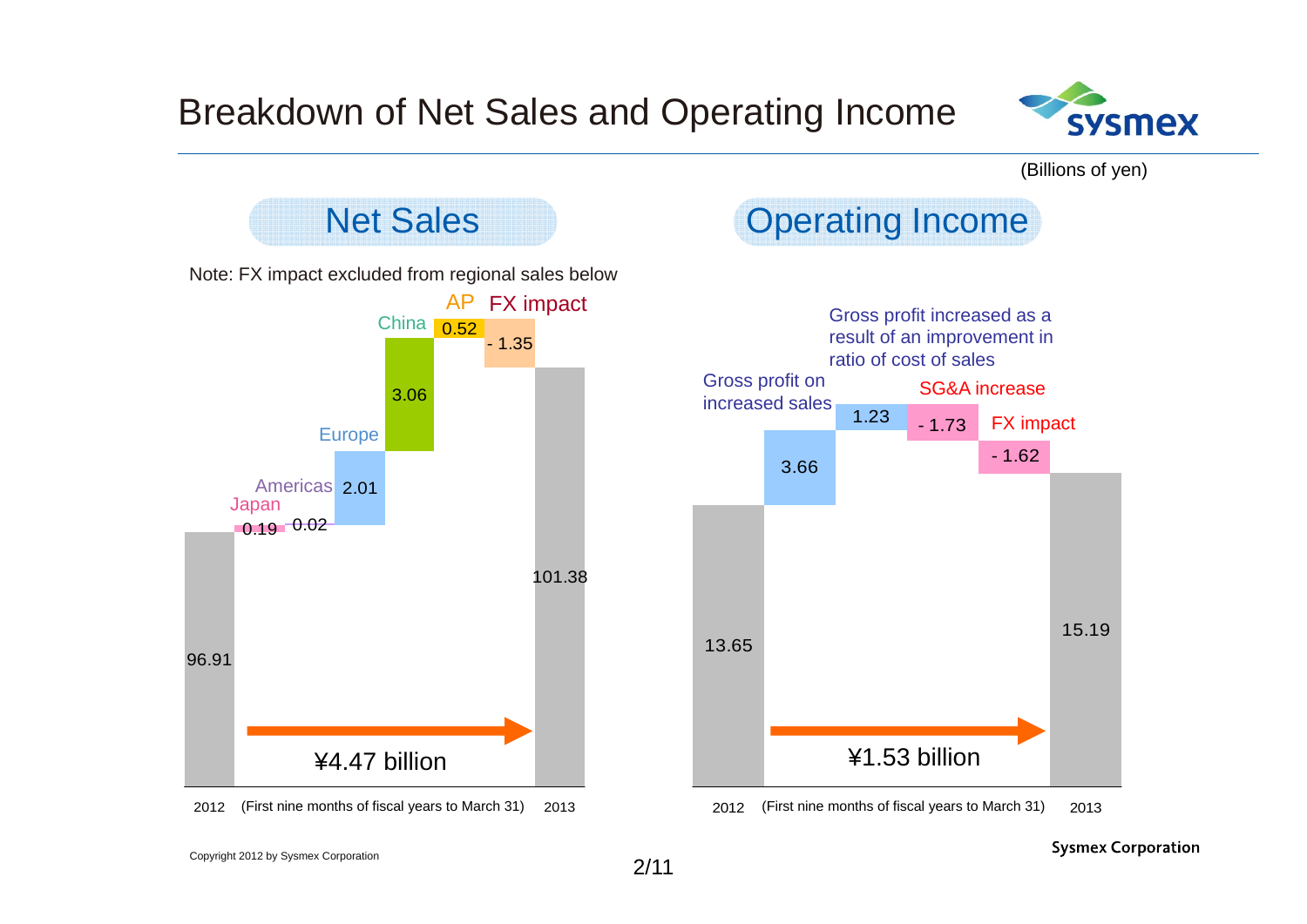# Breakdown of Net Sales and Operating Income

(Billions of yen)

## Net Sales

Note: FX impact excluded from regional sales below

| Item | Amount |
|---|---|
| 2012 | 96.91 |
| Japan | 0.19 |
| Americas | -0.02 |
| Europe | 2.01 |
| China | 3.06 |
| AP | 0.52 |
| FX impact | - 1.35 |
| 2013 | 101.38 |

¥4.47 billion

2012 (First nine months of fiscal years to March 31) 2013

## Operating Income

| Item | Amount |
|---|---|
| 2012 | 13.65 |
| Gross profit on increased sales | 3.66 |
| Gross profit increased as a result of an improvement in ratio of cost of sales | 1.23 |
| SG&A increase | - 1.73 |
| FX impact | - 1.62 |
| 2013 | 15.19 |

¥1.53 billion

2012 (First nine months of fiscal years to March 31) 2013

Copyright 2012 by Sysmex Corporation

Sysmex Corporation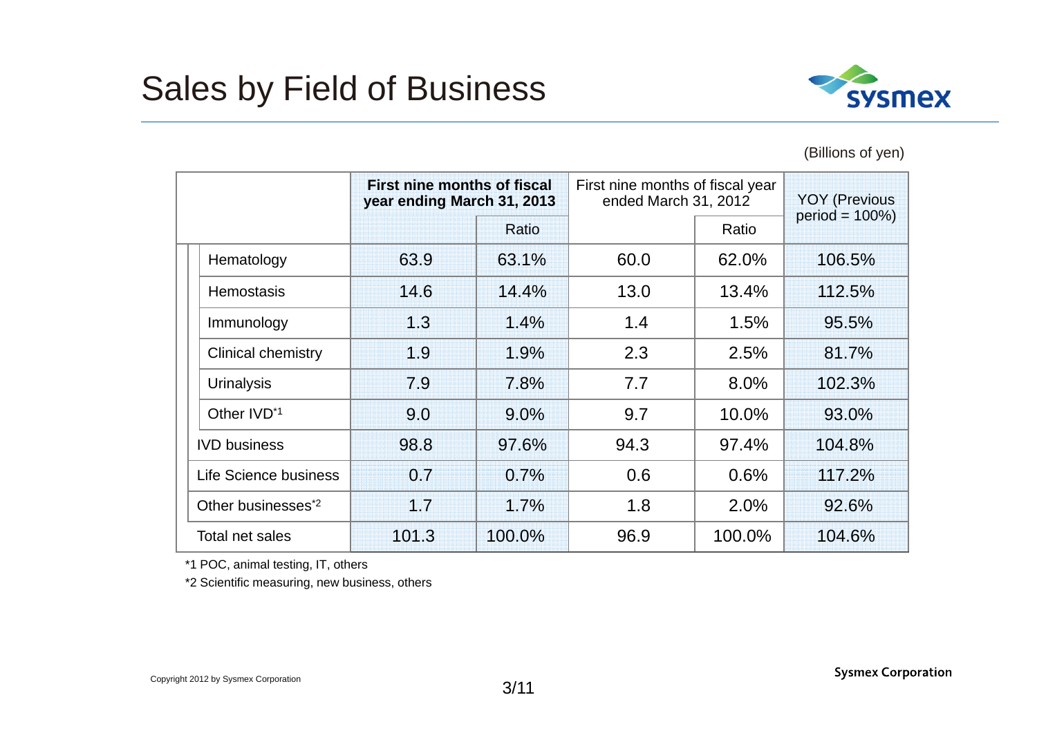# Sales by Field of Business

(Billions of yen)

| | First nine months of fiscal year ending March 31, 2013 | | First nine months of fiscal year ended March 31, 2012 | | YOY (Previous period = 100%) |
|---|---|---|---|---|---|
| | | Ratio | | Ratio | |
| Hematology | 63.9 | 63.1% | 60.0 | 62.0% | 106.5% |
| Hemostasis | 14.6 | 14.4% | 13.0 | 13.4% | 112.5% |
| Immunology | 1.3 | 1.4% | 1.4 | 1.5% | 95.5% |
| Clinical chemistry | 1.9 | 1.9% | 2.3 | 2.5% | 81.7% |
| Urinalysis | 7.9 | 7.8% | 7.7 | 8.0% | 102.3% |
| Other IVD*1 | 9.0 | 9.0% | 9.7 | 10.0% | 93.0% |
| IVD business | 98.8 | 97.6% | 94.3 | 97.4% | 104.8% |
| Life Science business | 0.7 | 0.7% | 0.6 | 0.6% | 117.2% |
| Other businesses*2 | 1.7 | 1.7% | 1.8 | 2.0% | 92.6% |
| Total net sales | 101.3 | 100.0% | 96.9 | 100.0% | 104.6% |

*1 POC, animal testing, IT, others

*2 Scientific measuring, new business, others

Copyright 2012 by Sysmex Corporation

Sysmex Corporation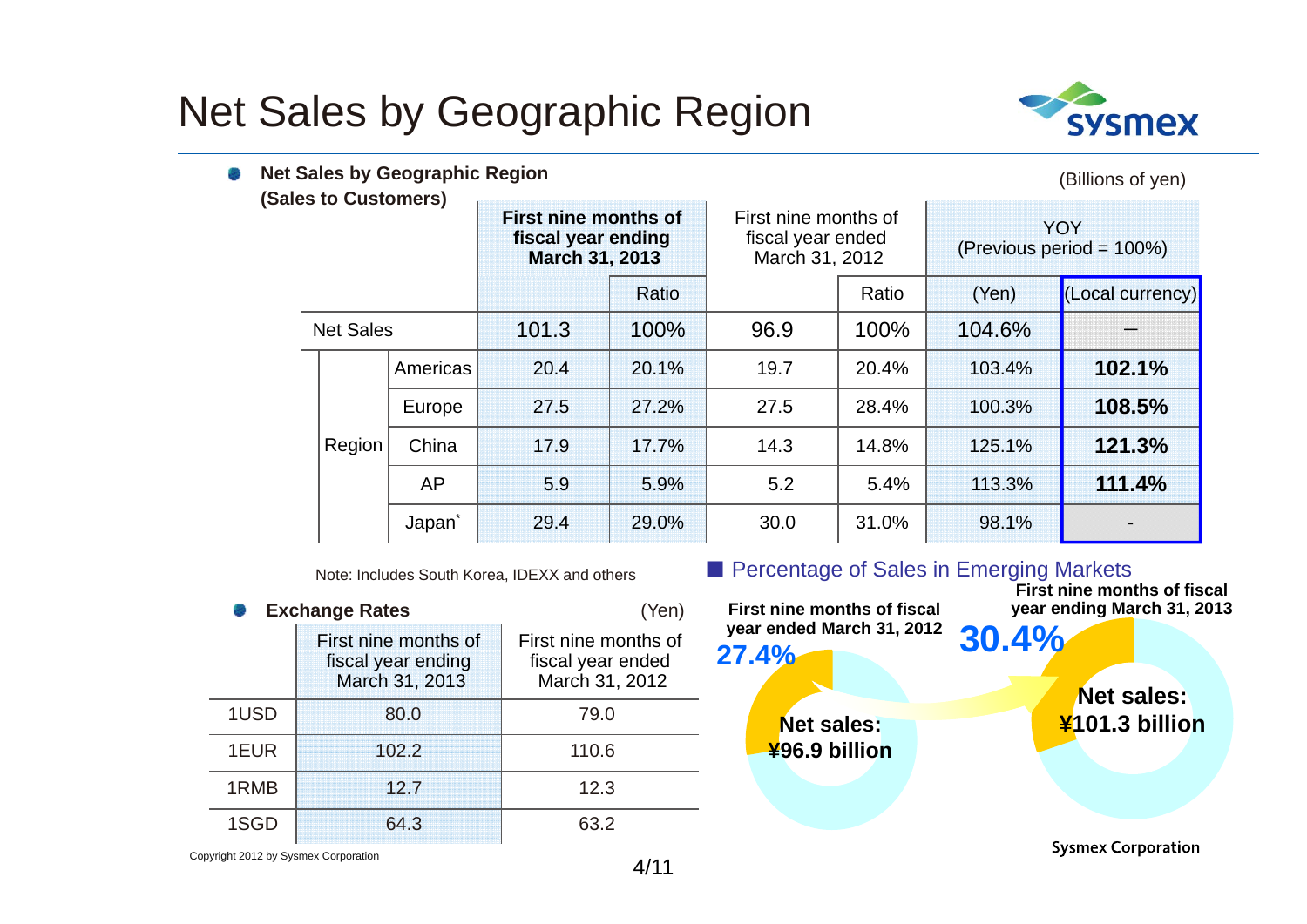# Net Sales by Geographic Region

**Net Sales by Geographic Region (Sales to Customers)**

(Billions of yen)

| | | First nine months of fiscal year ending March 31, 2013 | | First nine months of fiscal year ended March 31, 2012 | | YOY (Previous period = 100%) | |
|---|---|---|---|---|---|---|---|
| | | | Ratio | | Ratio | (Yen) | (Local currency) |
| Net Sales | | 101.3 | 100% | 96.9 | 100% | 104.6% | — |
| Region | Americas | 20.4 | 20.1% | 19.7 | 20.4% | 103.4% | **102.1%** |
| | Europe | 27.5 | 27.2% | 27.5 | 28.4% | 100.3% | **108.5%** |
| | China | 17.9 | 17.7% | 14.3 | 14.8% | 125.1% | **121.3%** |
| | AP | 5.9 | 5.9% | 5.2 | 5.4% | 113.3% | **111.4%** |
| | Japan* | 29.4 | 29.0% | 30.0 | 31.0% | 98.1% | - |

Note: Includes South Korea, IDEXX and others

**Exchange Rates**

(Yen)

| | First nine months of fiscal year ending March 31, 2013 | First nine months of fiscal year ended March 31, 2012 |
|---|---|---|
| 1USD | 80.0 | 79.0 |
| 1EUR | 102.2 | 110.6 |
| 1RMB | 12.7 | 12.3 |
| 1SGD | 64.3 | 63.2 |

■ Percentage of Sales in Emerging Markets

**First nine months of fiscal year ended March 31, 2012**
27.4%
**Net sales: ¥96.9 billion**

**First nine months of fiscal year ending March 31, 2013**
30.4%
**Net sales: ¥101.3 billion**

Copyright 2012 by Sysmex Corporation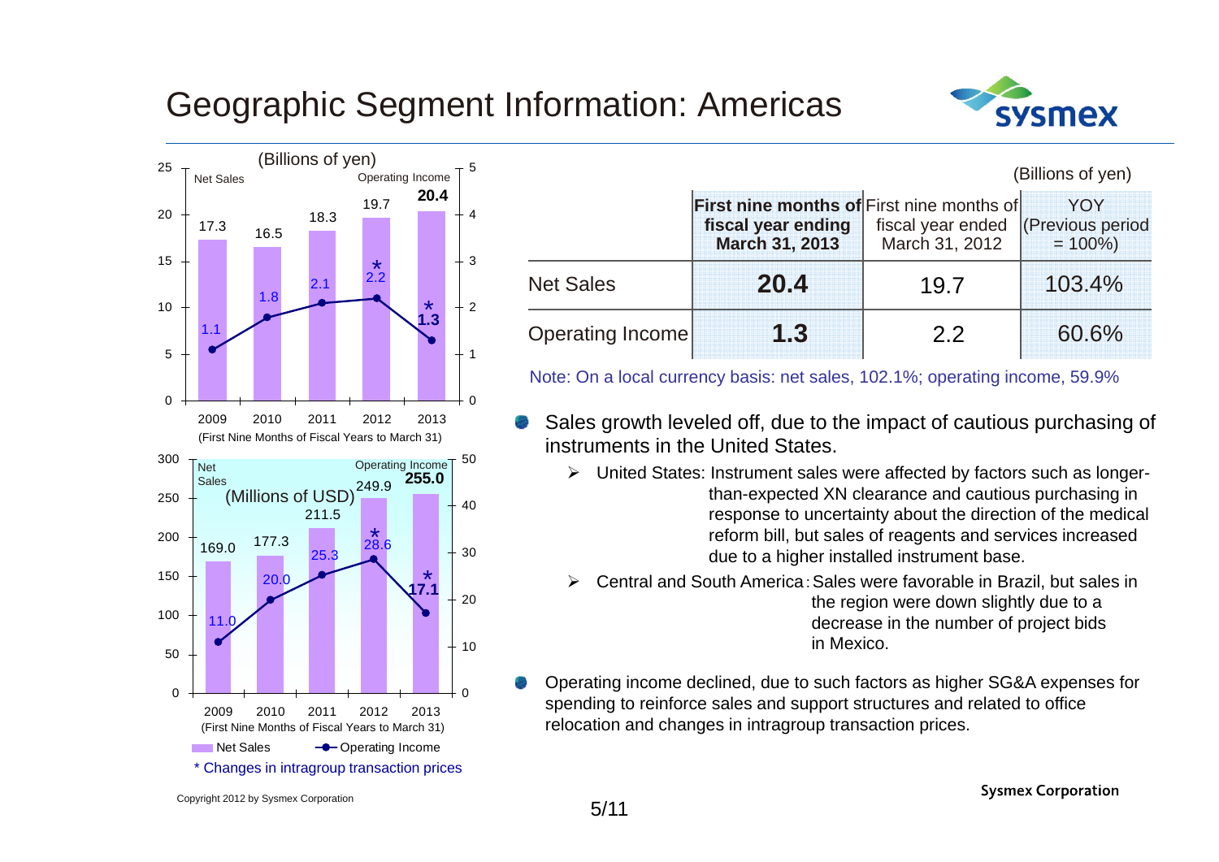# Geographic Segment Information: Americas

(Billions of yen)

Net Sales / Operating Income

| | 2009 | 2010 | 2011 | 2012 | 2013 |
|---|---|---|---|---|---|
| Net Sales | 17.3 | 16.5 | 18.3 | 19.7 | 20.4 |
| Operating Income | 1.1 | 1.8 | 2.1 | *2.2 | *1.3 |

(First Nine Months of Fiscal Years to March 31)

(Millions of USD)

| | 2009 | 2010 | 2011 | 2012 | 2013 |
|---|---|---|---|---|---|
| Net Sales | 169.0 | 177.3 | 211.5 | 249.9 | 255.0 |
| Operating Income | 11.0 | 20.0 | 25.3 | *28.6 | *17.1 |

(First Nine Months of Fiscal Years to March 31)

\* Changes in intragroup transaction prices

(Billions of yen)

| | First nine months of fiscal year ending March 31, 2013 | First nine months of fiscal year ended March 31, 2012 | YOY (Previous period = 100%) |
|---|---|---|---|
| Net Sales | **20.4** | 19.7 | 103.4% |
| Operating Income | **1.3** | 2.2 | 60.6% |

Note: On a local currency basis: net sales, 102.1%; operating income, 59.9%

- Sales growth leveled off, due to the impact of cautious purchasing of instruments in the United States.
  - United States: Instrument sales were affected by factors such as longer-than-expected XN clearance and cautious purchasing in response to uncertainty about the direction of the medical reform bill, but sales of reagents and services increased due to a higher installed instrument base.
  - Central and South America: Sales were favorable in Brazil, but sales in the region were down slightly due to a decrease in the number of project bids in Mexico.
- Operating income declined, due to such factors as higher SG&A expenses for spending to reinforce sales and support structures and related to office relocation and changes in intragroup transaction prices.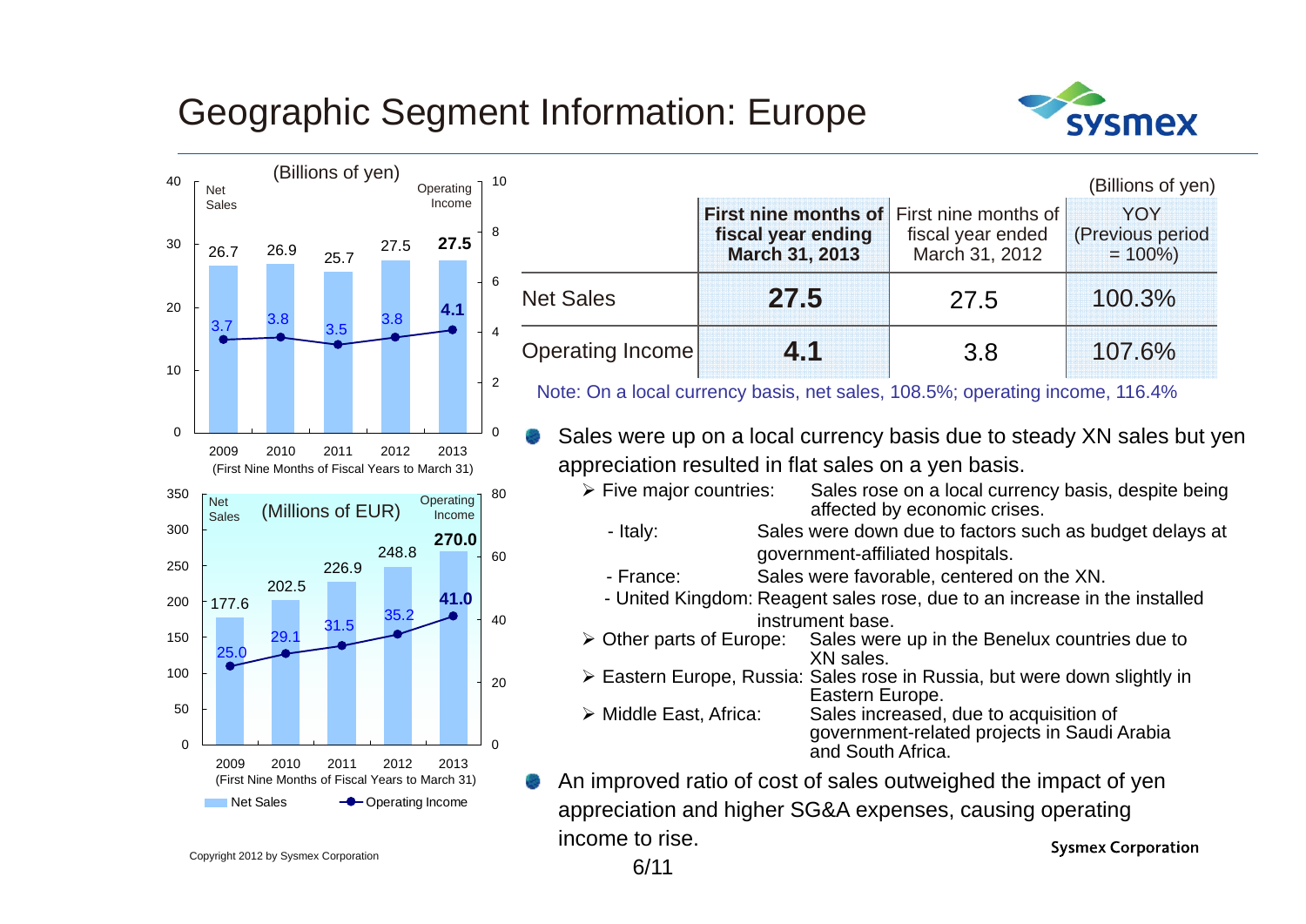# Geographic Segment Information: Europe

(Billions of yen)

| Year | Net Sales | Operating Income |
|---|---|---|
| 2009 | 26.7 | 3.7 |
| 2010 | 26.9 | 3.8 |
| 2011 | 25.7 | 3.5 |
| 2012 | 27.5 | 3.8 |
| 2013 | 27.5 | 4.1 |

(First Nine Months of Fiscal Years to March 31)

(Millions of EUR)

| Year | Net Sales | Operating Income |
|---|---|---|
| 2009 | 177.6 | 25.0 |
| 2010 | 202.5 | 29.1 |
| 2011 | 226.9 | 31.5 |
| 2012 | 248.8 | 35.2 |
| 2013 | 270.0 | 41.0 |

(First Nine Months of Fiscal Years to March 31)

(Billions of yen)

| | **First nine months of fiscal year ending March 31, 2013** | First nine months of fiscal year ended March 31, 2012 | YOY (Previous period = 100%) |
|---|---|---|---|
| Net Sales | **27.5** | 27.5 | 100.3% |
| Operating Income | **4.1** | 3.8 | 107.6% |

Note: On a local currency basis, net sales, 108.5%; operating income, 116.4%

- Sales were up on a local currency basis due to steady XN sales but yen appreciation resulted in flat sales on a yen basis.
  - Five major countries: Sales rose on a local currency basis, despite being affected by economic crises.
    - Italy: Sales were down due to factors such as budget delays at government-affiliated hospitals.
    - France: Sales were favorable, centered on the XN.
    - United Kingdom: Reagent sales rose, due to an increase in the installed instrument base.
  - Other parts of Europe: Sales were up in the Benelux countries due to XN sales.
  - Eastern Europe, Russia: Sales rose in Russia, but were down slightly in Eastern Europe.
  - Middle East, Africa: Sales increased, due to acquisition of government-related projects in Saudi Arabia and South Africa.
- An improved ratio of cost of sales outweighed the impact of yen appreciation and higher SG&A expenses, causing operating income to rise.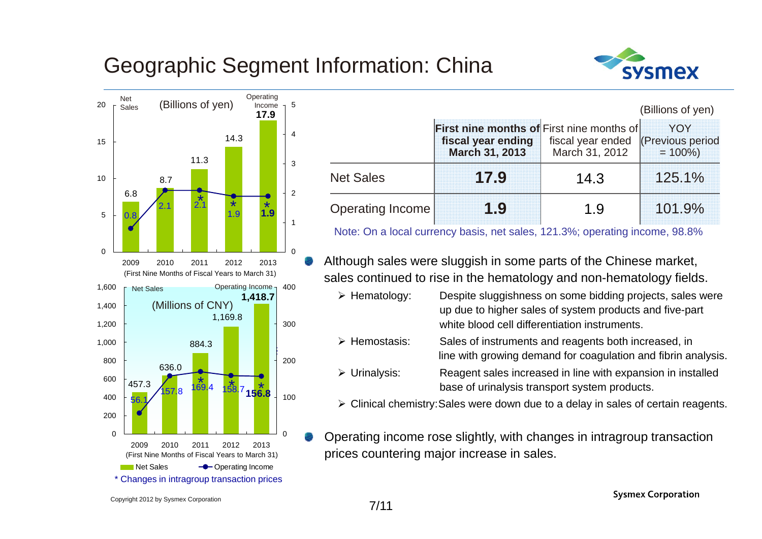# Geographic Segment Information: China

**Net Sales / Operating Income (Billions of yen)**

| First Nine Months of Fiscal Years to March 31 | 2009 | 2010 | 2011 | 2012 | 2013 |
|---|---|---|---|---|---|
| Net Sales | 6.8 | 8.7 | 11.3 | 14.3 | 17.9 |
| Operating Income | 0.8 | 2.1 | 2.1* | 1.9* | 1.9* |

**Net Sales / Operating Income (Millions of CNY)**

| First Nine Months of Fiscal Years to March 31 | 2009 | 2010 | 2011 | 2012 | 2013 |
|---|---|---|---|---|---|
| Net Sales | 457.3 | 636.0 | 884.3 | 1,169.8 | 1,418.7 |
| Operating Income | 56.1 | 157.8 | 169.4* | 158.7* | 156.8* |

\* Changes in intragroup transaction prices

(Billions of yen)

| | **First nine months of fiscal year ending March 31, 2013** | First nine months of fiscal year ended March 31, 2012 | YOY (Previous period = 100%) |
|---|---|---|---|
| Net Sales | **17.9** | 14.3 | 125.1% |
| Operating Income | **1.9** | 1.9 | 101.9% |

Note: On a local currency basis, net sales, 121.3%; operating income, 98.8%

- Although sales were sluggish in some parts of the Chinese market, sales continued to rise in the hematology and non-hematology fields.
  - Hematology: Despite sluggishness on some bidding projects, sales were up due to higher sales of system products and five-part white blood cell differentiation instruments.
  - Hemostasis: Sales of instruments and reagents both increased, in line with growing demand for coagulation and fibrin analysis.
  - Urinalysis: Reagent sales increased in line with expansion in installed base of urinalysis transport system products.
  - Clinical chemistry: Sales were down due to a delay in sales of certain reagents.
- Operating income rose slightly, with changes in intragroup transaction prices countering major increase in sales.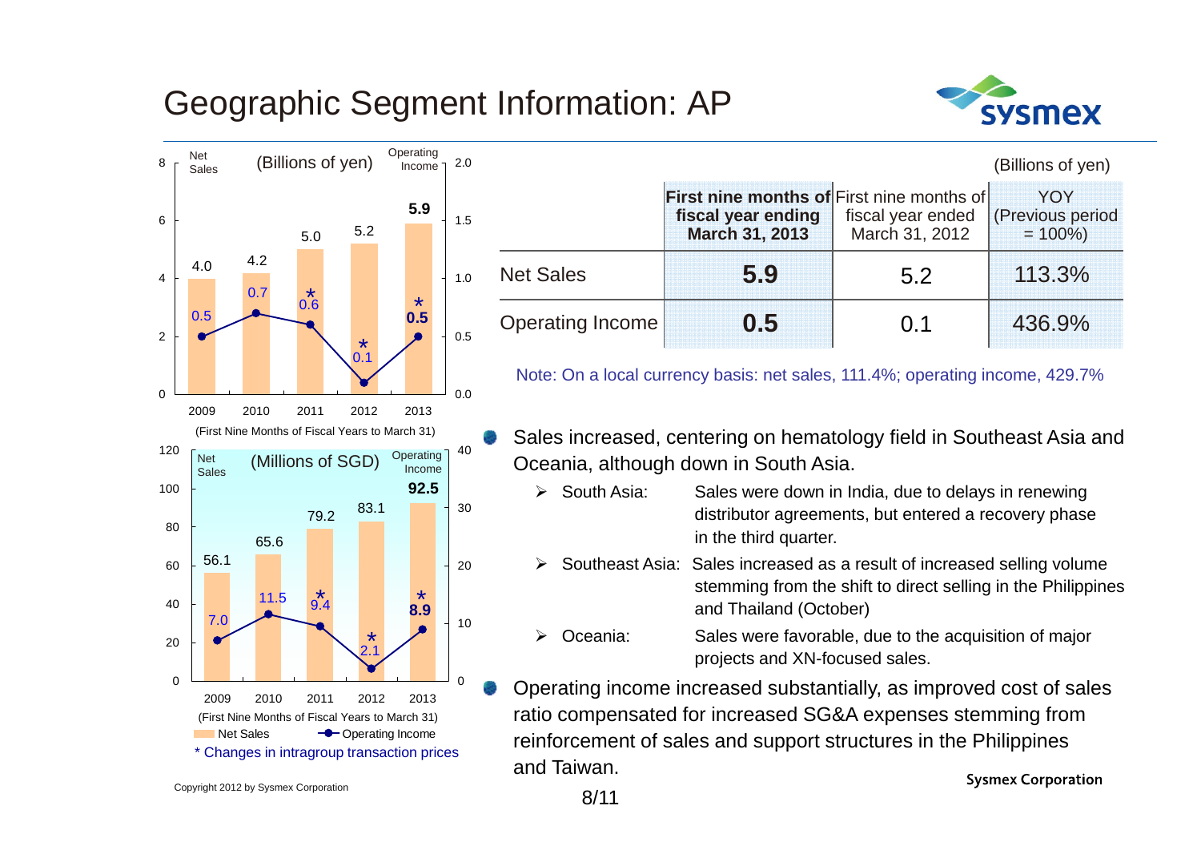# Geographic Segment Information: AP

(Billions of yen)

Net Sales / Operating Income

| | 2009 | 2010 | 2011 | 2012 | 2013 |
|---|---|---|---|---|---|
| Net Sales | 4.0 | 4.2 | 5.0 | 5.2 | 5.9 |
| Operating Income | 0.5 | 0.7 | *0.6 | *0.1 | *0.5 |

(First Nine Months of Fiscal Years to March 31)

(Millions of SGD)

| | 2009 | 2010 | 2011 | 2012 | 2013 |
|---|---|---|---|---|---|
| Net Sales | 56.1 | 65.6 | 79.2 | 83.1 | 92.5 |
| Operating Income | 7.0 | 11.5 | *9.4 | *2.1 | *8.9 |

(First Nine Months of Fiscal Years to March 31)

Net Sales / Operating Income

* Changes in intragroup transaction prices

(Billions of yen)

| | First nine months of fiscal year ending March 31, 2013 | First nine months of fiscal year ended March 31, 2012 | YOY (Previous period = 100%) |
|---|---|---|---|
| Net Sales | **5.9** | 5.2 | 113.3% |
| Operating Income | **0.5** | 0.1 | 436.9% |

Note: On a local currency basis: net sales, 111.4%; operating income, 429.7%

- Sales increased, centering on hematology field in Southeast Asia and Oceania, although down in South Asia.
  - South Asia: Sales were down in India, due to delays in renewing distributor agreements, but entered a recovery phase in the third quarter.
  - Southeast Asia: Sales increased as a result of increased selling volume stemming from the shift to direct selling in the Philippines and Thailand (October)
  - Oceania: Sales were favorable, due to the acquisition of major projects and XN-focused sales.
- Operating income increased substantially, as improved cost of sales ratio compensated for increased SG&A expenses stemming from reinforcement of sales and support structures in the Philippines and Taiwan.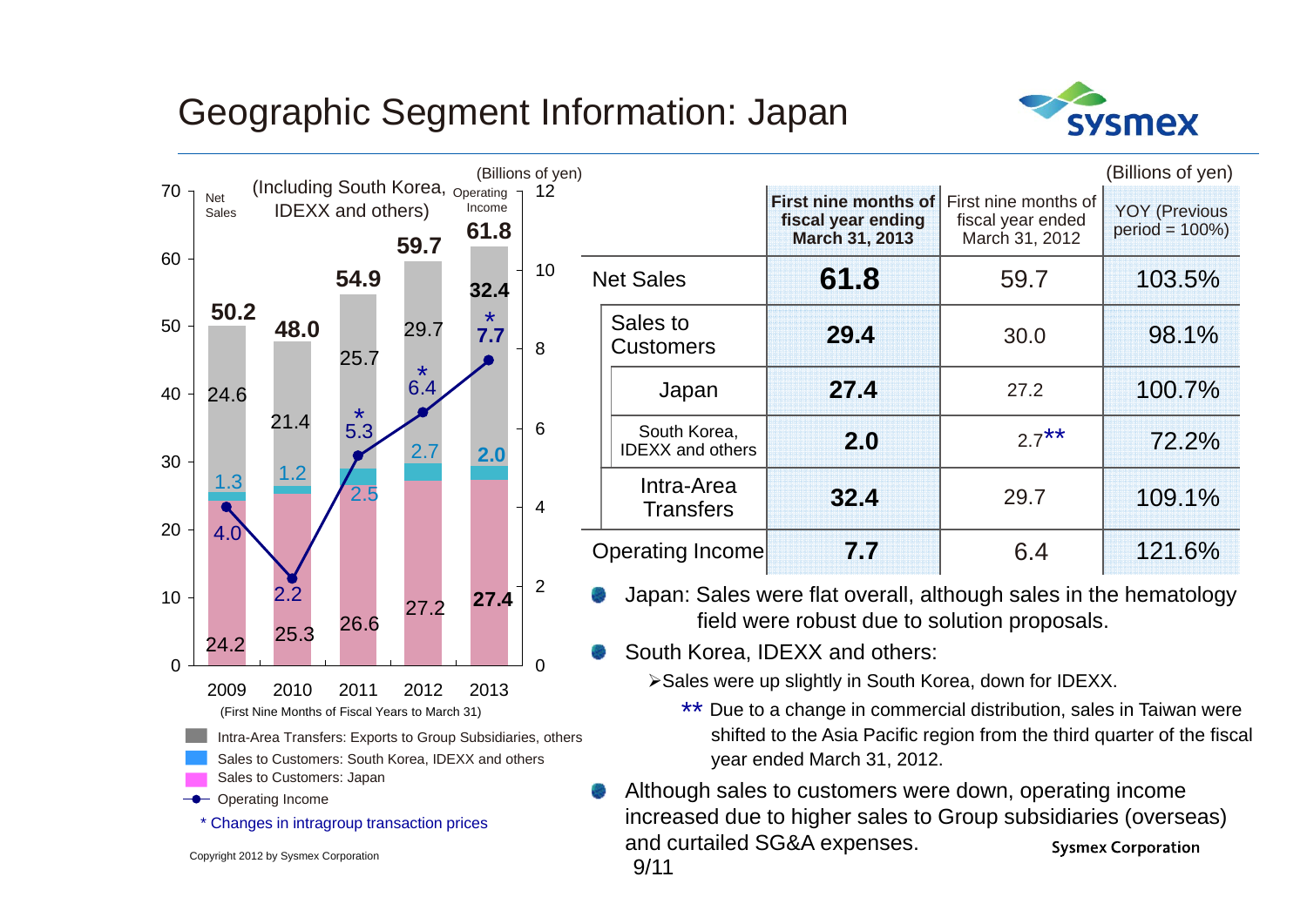# Geographic Segment Information: Japan

(Including South Korea, IDEXX and others)

(Billions of yen)

| Fiscal year (First Nine Months of Fiscal Years to March 31) | 2009 | 2010 | 2011 | 2012 | 2013 |
|---|---|---|---|---|---|
| Net Sales | 50.2 | 48.0 | 54.9 | 59.7 | 61.8 |
| Intra-Area Transfers: Exports to Group Subsidiaries, others | 24.6 | 21.4 | 25.7 | 29.7 | 32.4 |
| Sales to Customers: South Korea, IDEXX and others | 1.3 | 1.2 | 2.5 | 2.7 | 2.0 |
| Sales to Customers: Japan | 24.2 | 25.3 | 26.6 | 27.2 | 27.4 |
| Operating Income | 4.0 | 2.2 | 5.3* | 6.4* | 7.7* |

\* Changes in intragroup transaction prices

(Billions of yen)

| | First nine months of fiscal year ending March 31, 2013 | First nine months of fiscal year ended March 31, 2012 | YOY (Previous period = 100%) |
|---|---|---|---|
| Net Sales | **61.8** | 59.7 | 103.5% |
| Sales to Customers | **29.4** | 30.0 | 98.1% |
| Japan | **27.4** | 27.2 | 100.7% |
| South Korea, IDEXX and others | **2.0** | 2.7** | 72.2% |
| Intra-Area Transfers | **32.4** | 29.7 | 109.1% |
| Operating Income | **7.7** | 6.4 | 121.6% |

- Japan: Sales were flat overall, although sales in the hematology field were robust due to solution proposals.
- South Korea, IDEXX and others:
  - Sales were up slightly in South Korea, down for IDEXX.
  
    ** Due to a change in commercial distribution, sales in Taiwan were shifted to the Asia Pacific region from the third quarter of the fiscal year ended March 31, 2012.
- Although sales to customers were down, operating income increased due to higher sales to Group subsidiaries (overseas) and curtailed SG&A expenses.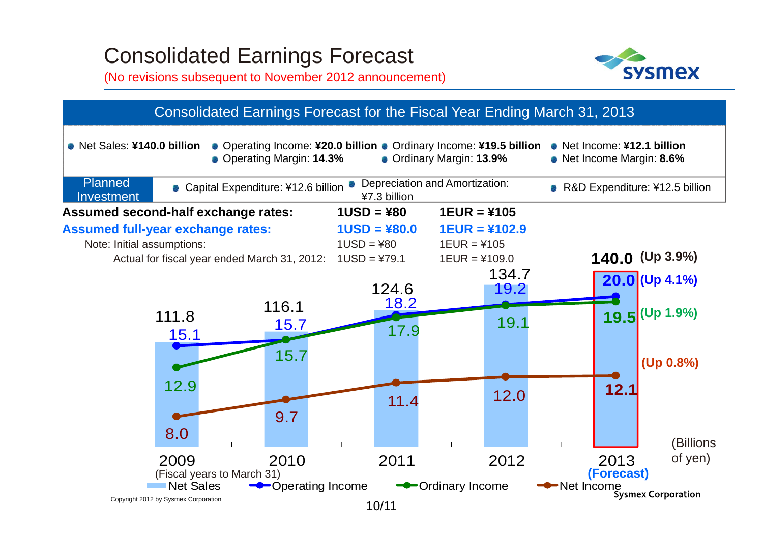# Consolidated Earnings Forecast

(No revisions subsequent to November 2012 announcement)

## Consolidated Earnings Forecast for the Fiscal Year Ending March 31, 2013

- Net Sales: **¥140.0 billion**
- Operating Income: **¥20.0 billion**
- Operating Margin: **14.3%**
- Ordinary Income: **¥19.5 billion**
- Ordinary Margin: **13.9%**
- Net Income: **¥12.1 billion**
- Net Income Margin: **8.6%**

**Planned Investment**

- Capital Expenditure: ¥12.6 billion
- Depreciation and Amortization: ¥7.3 billion
- R&D Expenditure: ¥12.5 billion

| | | |
|---|---|---|
| **Assumed second-half exchange rates:** | **1USD = ¥80** | **1EUR = ¥105** |
| **Assumed full-year exchange rates:** | **1USD = ¥80.0** | **1EUR = ¥102.9** |
| Note: Initial assumptions: | 1USD = ¥80 | 1EUR = ¥105 |
| Actual for fiscal year ended March 31, 2012: | 1USD = ¥79.1 | 1EUR = ¥109.0 |

(Billions of yen)

| (Fiscal years to March 31) | 2009 | 2010 | 2011 | 2012 | 2013 (Forecast) |
|---|---|---|---|---|---|
| Net Sales | 111.8 | 116.1 | 124.6 | 134.7 | 140.0 (Up 3.9%) |
| Operating Income | 15.1 | 15.7 | 18.2 | 19.2 | 20.0 (Up 4.1%) |
| Ordinary Income | 12.9 | 15.7 | 17.9 | 19.1 | 19.5 (Up 1.9%) |
| Net Income | 8.0 | 9.7 | 11.4 | 12.0 | 12.1 (Up 0.8%) |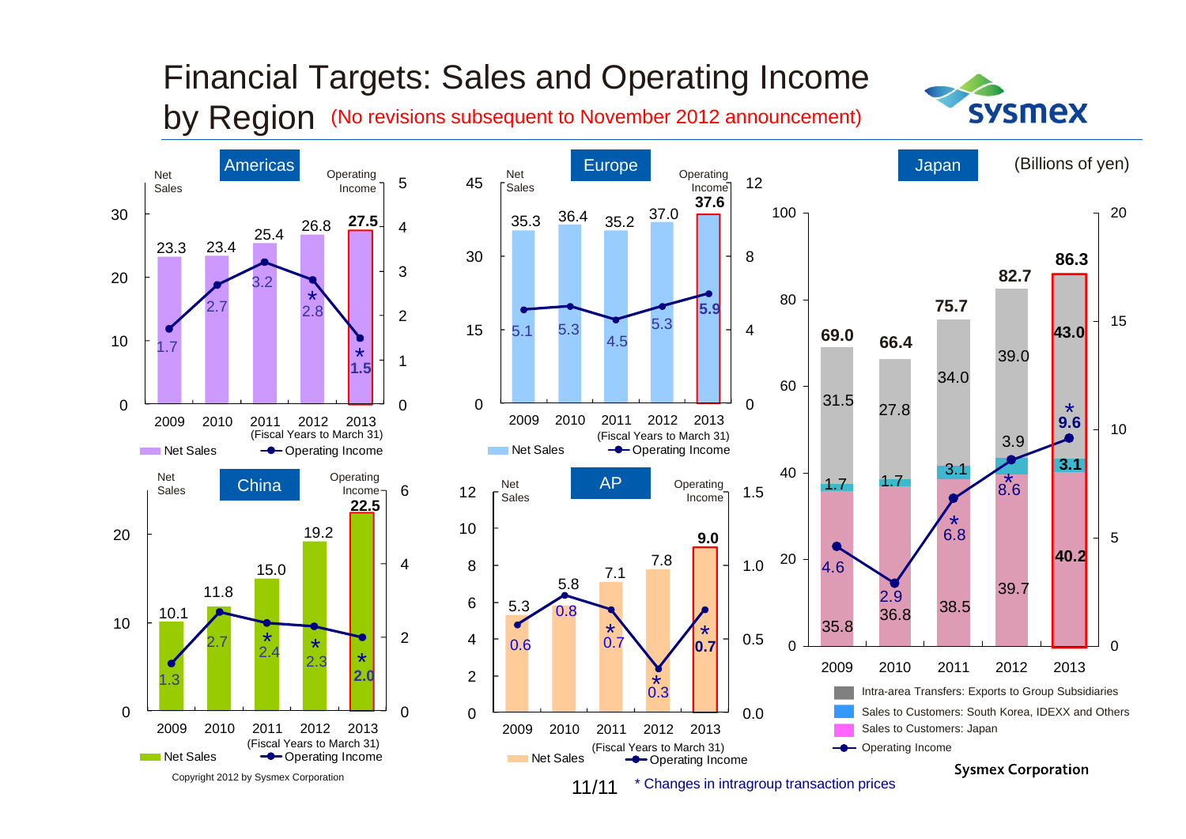# Financial Targets: Sales and Operating Income by Region

(No revisions subsequent to November 2012 announcement)

(Billions of yen)

### Americas

| Fiscal Years to March 31 | 2009 | 2010 | 2011 | 2012 | 2013 |
|---|---|---|---|---|---|
| Net Sales | 23.3 | 23.4 | 25.4 | 26.8 | 27.5 |
| Operating Income | 1.7 | 2.7 | 3.2 | *2.8 | *1.5 |

### Europe

| Fiscal Years to March 31 | 2009 | 2010 | 2011 | 2012 | 2013 |
|---|---|---|---|---|---|
| Net Sales | 35.3 | 36.4 | 35.2 | 37.0 | 37.6 |
| Operating Income | 5.1 | 5.3 | 4.5 | 5.3 | 5.9 |

### China

| Fiscal Years to March 31 | 2009 | 2010 | 2011 | 2012 | 2013 |
|---|---|---|---|---|---|
| Net Sales | 10.1 | 11.8 | 15.0 | 19.2 | 22.5 |
| Operating Income | 1.3 | 2.7 | *2.4 | *2.3 | *2.0 |

### AP

| Fiscal Years to March 31 | 2009 | 2010 | 2011 | 2012 | 2013 |
|---|---|---|---|---|---|
| Net Sales | 5.3 | 5.8 | 7.1 | 7.8 | 9.0 |
| Operating Income | 0.6 | 0.8 | *0.7 | *0.3 | *0.7 |

### Japan

| | 2009 | 2010 | 2011 | 2012 | 2013 |
|---|---|---|---|---|---|
| Net Sales (total) | 69.0 | 66.4 | 75.7 | 82.7 | 86.3 |
| Intra-area Transfers: Exports to Group Subsidiaries | 31.5 | 27.8 | 34.0 | 39.0 | 43.0 |
| Sales to Customers: South Korea, IDEXX and Others | 1.7 | 1.7 | 3.1 | 3.9 | 3.1 |
| Sales to Customers: Japan | 35.8 | 36.8 | 38.5 | 39.7 | 40.2 |
| Operating Income | 4.6 | 2.9 | *6.8 | *8.6 | *9.6 |

\* Changes in intragroup transaction prices

Copyright 2012 by Sysmex Corporation

Sysmex Corporation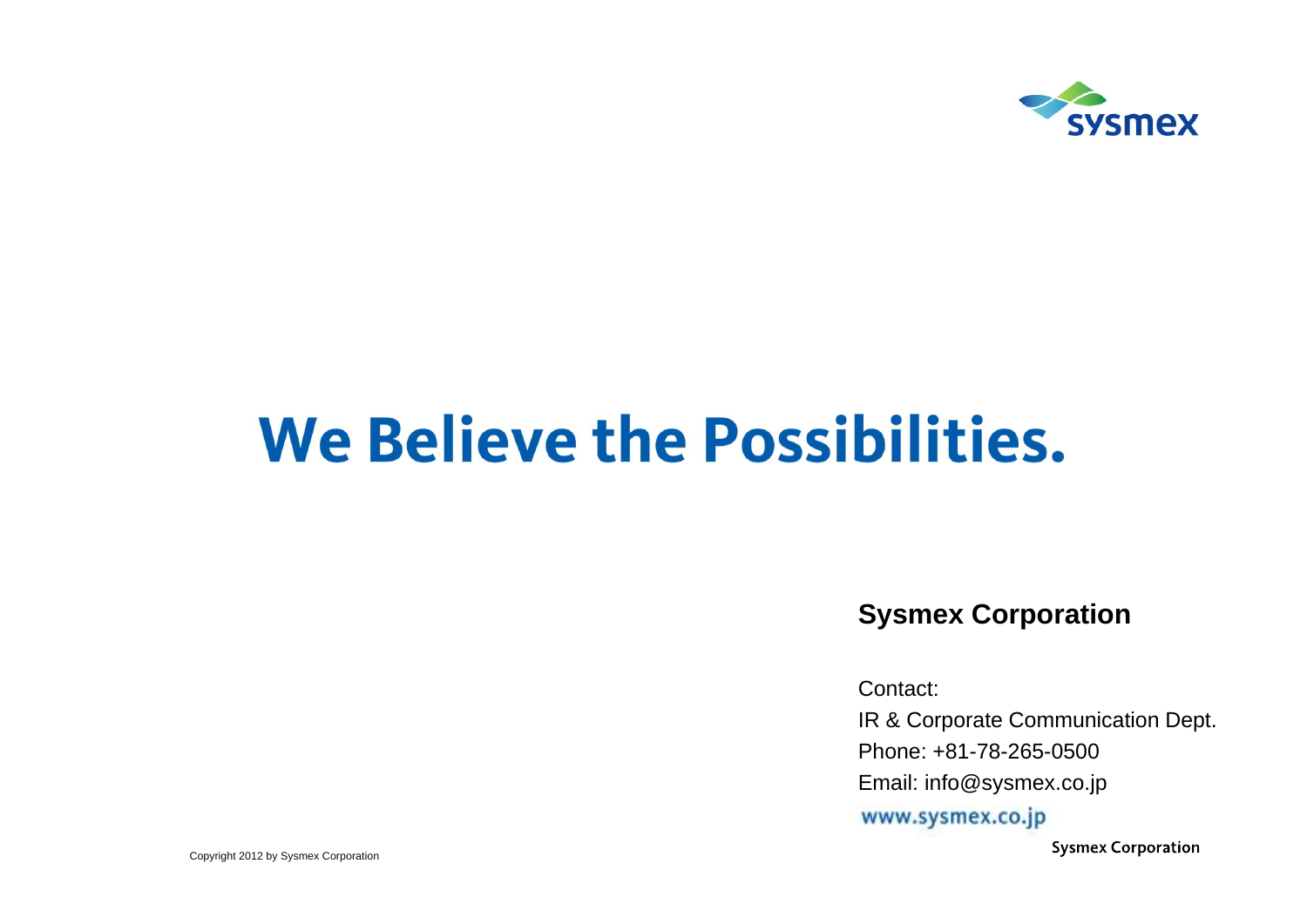# We Believe the Possibilities.

**Sysmex Corporation**

Contact:
IR & Corporate Communication Dept.
Phone: +81-78-265-0500
Email: info@sysmex.co.jp

www.sysmex.co.jp

Copyright 2012 by Sysmex Corporation